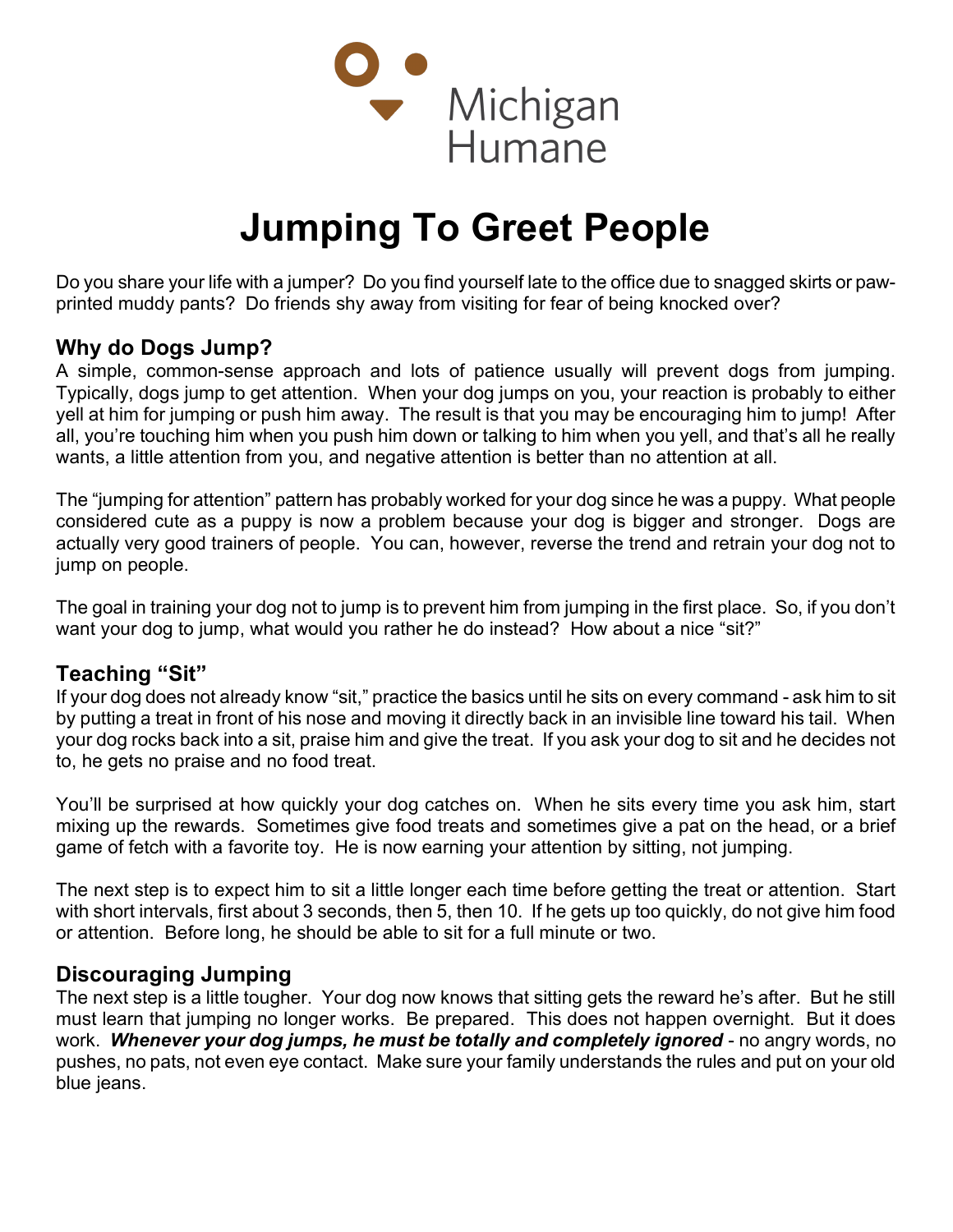Michigan Humane

# Jumping To Greet People

Do you share your life with a jumper? Do you find yourself late to the office due to snagged skirts or paw-printed muddy pants? Do friends shy away from visiting for fear of being knocked over?

## Why do Dogs Jump?

A simple, common-sense approach and lots of patience usually will prevent dogs from jumping. Typically, dogs jump to get attention. When your dog jumps on you, your reaction is probably to either yell at him for jumping or push him away. The result is that you may be encouraging him to jump! After all, you're touching him when you push him down or talking to him when you yell, and that's all he really wants, a little attention from you, and negative attention is better than no attention at all.

The "jumping for attention" pattern has probably worked for your dog since he was a puppy. What people considered cute as a puppy is now a problem because your dog is bigger and stronger. Dogs are actually very good trainers of people. You can, however, reverse the trend and retrain your dog not to jump on people.

The goal in training your dog not to jump is to prevent him from jumping in the first place. So, if you don't want your dog to jump, what would you rather he do instead? How about a nice "sit?"

## Teaching "Sit"

If your dog does not already know "sit," practice the basics until he sits on every command - ask him to sit by putting a treat in front of his nose and moving it directly back in an invisible line toward his tail. When your dog rocks back into a sit, praise him and give the treat. If you ask your dog to sit and he decides not to, he gets no praise and no food treat.

You'll be surprised at how quickly your dog catches on. When he sits every time you ask him, start mixing up the rewards. Sometimes give food treats and sometimes give a pat on the head, or a brief game of fetch with a favorite toy. He is now earning your attention by sitting, not jumping.

The next step is to expect him to sit a little longer each time before getting the treat or attention. Start with short intervals, first about 3 seconds, then 5, then 10. If he gets up too quickly, do not give him food or attention. Before long, he should be able to sit for a full minute or two.

## Discouraging Jumping

The next step is a little tougher. Your dog now knows that sitting gets the reward he's after. But he still must learn that jumping no longer works. Be prepared. This does not happen overnight. But it does work. ***Whenever your dog jumps, he must be totally and completely ignored*** - no angry words, no pushes, no pats, not even eye contact. Make sure your family understands the rules and put on your old blue jeans.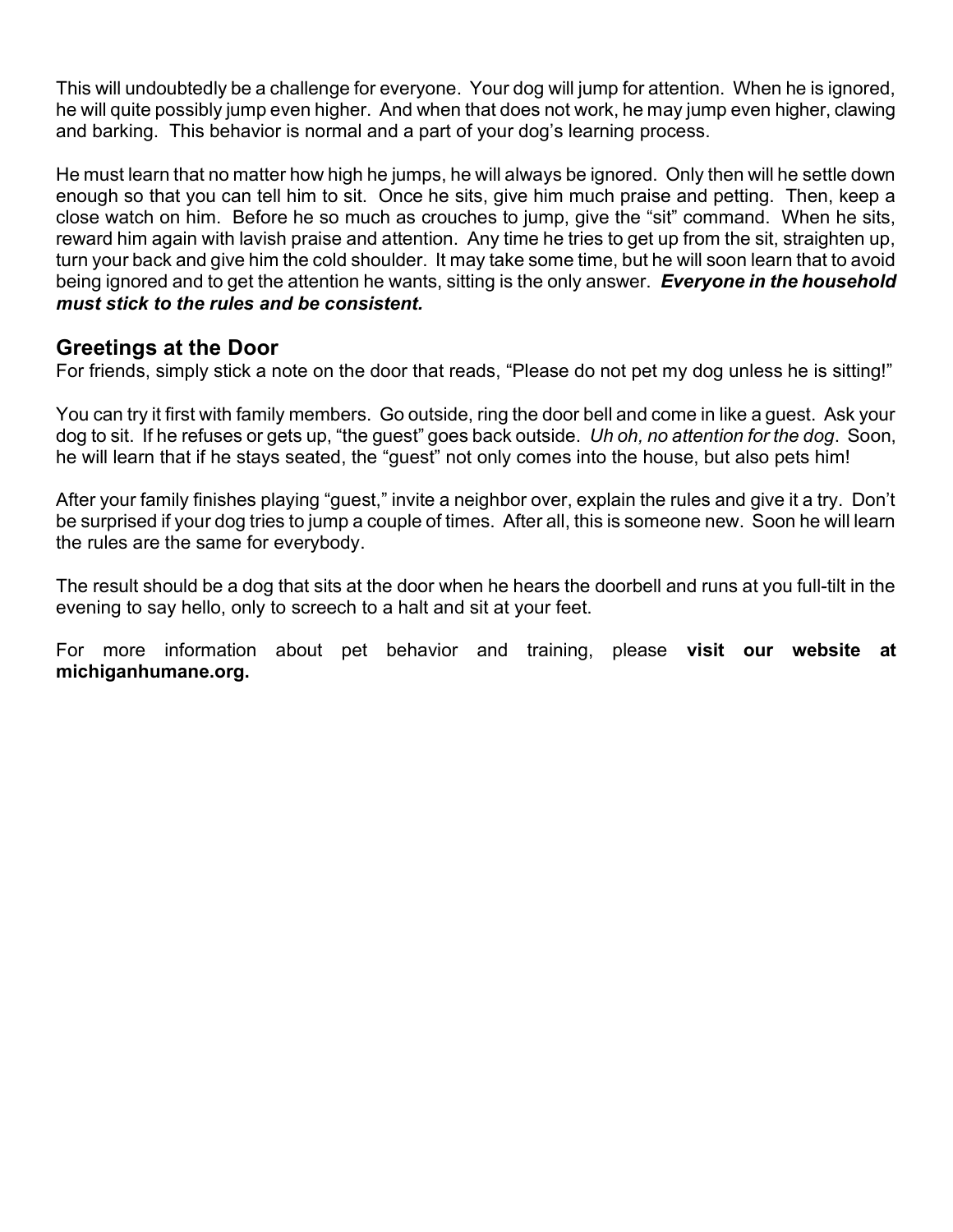This will undoubtedly be a challenge for everyone. Your dog will jump for attention. When he is ignored, he will quite possibly jump even higher. And when that does not work, he may jump even higher, clawing and barking. This behavior is normal and a part of your dog's learning process.

He must learn that no matter how high he jumps, he will always be ignored. Only then will he settle down enough so that you can tell him to sit. Once he sits, give him much praise and petting. Then, keep a close watch on him. Before he so much as crouches to jump, give the "sit" command. When he sits, reward him again with lavish praise and attention. Any time he tries to get up from the sit, straighten up, turn your back and give him the cold shoulder. It may take some time, but he will soon learn that to avoid being ignored and to get the attention he wants, sitting is the only answer. ***Everyone in the household must stick to the rules and be consistent.***

## Greetings at the Door

For friends, simply stick a note on the door that reads, "Please do not pet my dog unless he is sitting!"

You can try it first with family members. Go outside, ring the door bell and come in like a guest. Ask your dog to sit. If he refuses or gets up, "the guest" goes back outside. *Uh oh, no attention for the dog*. Soon, he will learn that if he stays seated, the "guest" not only comes into the house, but also pets him!

After your family finishes playing "guest," invite a neighbor over, explain the rules and give it a try. Don't be surprised if your dog tries to jump a couple of times. After all, this is someone new. Soon he will learn the rules are the same for everybody.

The result should be a dog that sits at the door when he hears the doorbell and runs at you full-tilt in the evening to say hello, only to screech to a halt and sit at your feet.

For more information about pet behavior and training, please **visit our website at michiganhumane.org.**